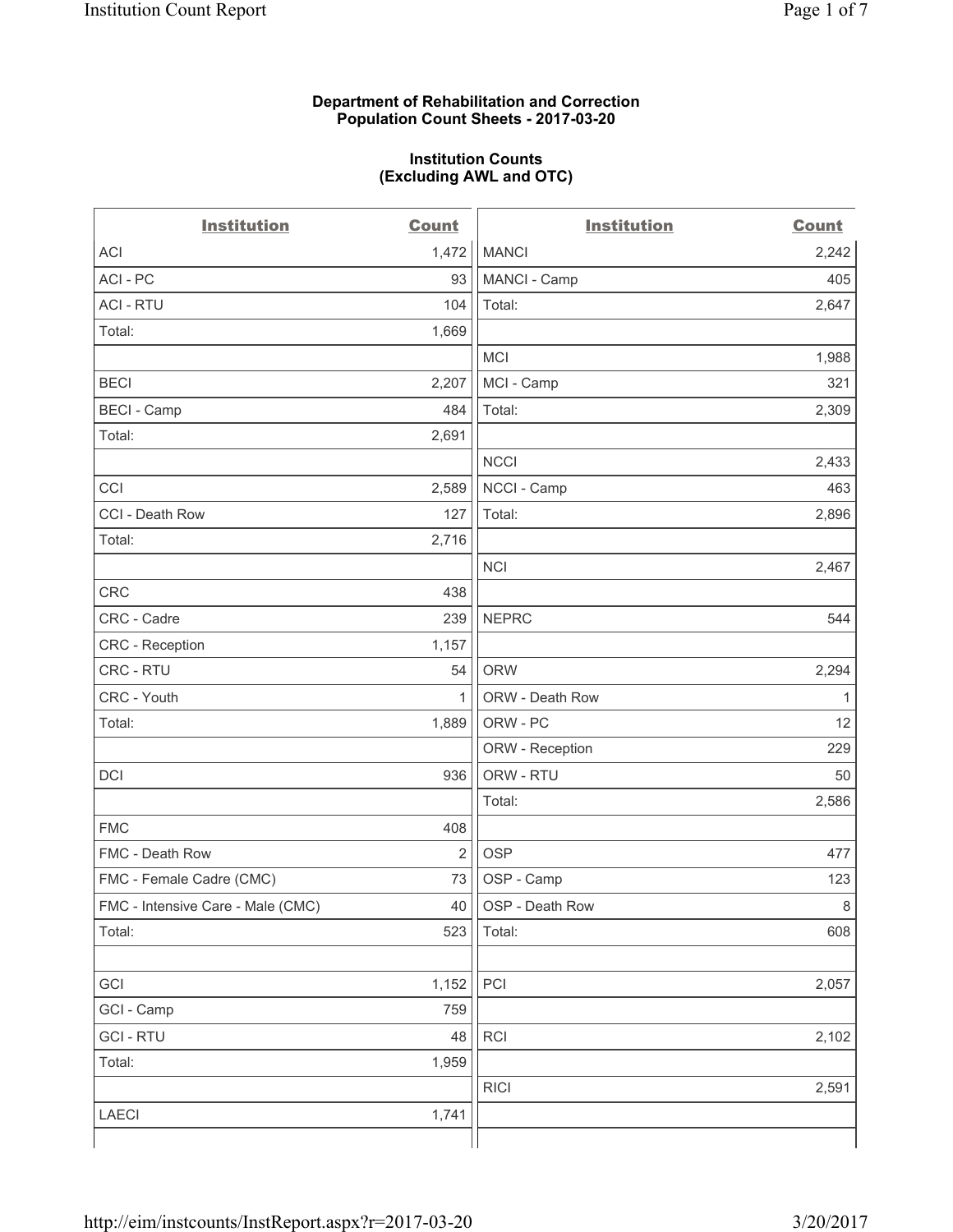**Department of Rehabilitation and Correction**
**Population Count Sheets - 2017-03-20**

**Institution Counts**
**(Excluding AWL and OTC)**

| Institution | Count | Institution | Count |
|---|---|---|---|
| ACI | 1,472 | MANCI | 2,242 |
| ACI - PC | 93 | MANCI - Camp | 405 |
| ACI - RTU | 104 | Total: | 2,647 |
| Total: | 1,669 | | |
| | | MCI | 1,988 |
| BECI | 2,207 | MCI - Camp | 321 |
| BECI - Camp | 484 | Total: | 2,309 |
| Total: | 2,691 | | |
| | | NCCI | 2,433 |
| CCI | 2,589 | NCCI - Camp | 463 |
| CCI - Death Row | 127 | Total: | 2,896 |
| Total: | 2,716 | | |
| | | NCI | 2,467 |
| CRC | 438 | | |
| CRC - Cadre | 239 | NEPRC | 544 |
| CRC - Reception | 1,157 | | |
| CRC - RTU | 54 | ORW | 2,294 |
| CRC - Youth | 1 | ORW - Death Row | 1 |
| Total: | 1,889 | ORW - PC | 12 |
| | | ORW - Reception | 229 |
| DCI | 936 | ORW - RTU | 50 |
| | | Total: | 2,586 |
| FMC | 408 | | |
| FMC - Death Row | 2 | OSP | 477 |
| FMC - Female Cadre (CMC) | 73 | OSP - Camp | 123 |
| FMC - Intensive Care - Male (CMC) | 40 | OSP - Death Row | 8 |
| Total: | 523 | Total: | 608 |
| | | | |
| GCI | 1,152 | PCI | 2,057 |
| GCI - Camp | 759 | | |
| GCI - RTU | 48 | RCI | 2,102 |
| Total: | 1,959 | | |
| | | RICI | 2,591 |
| LAECI | 1,741 | | |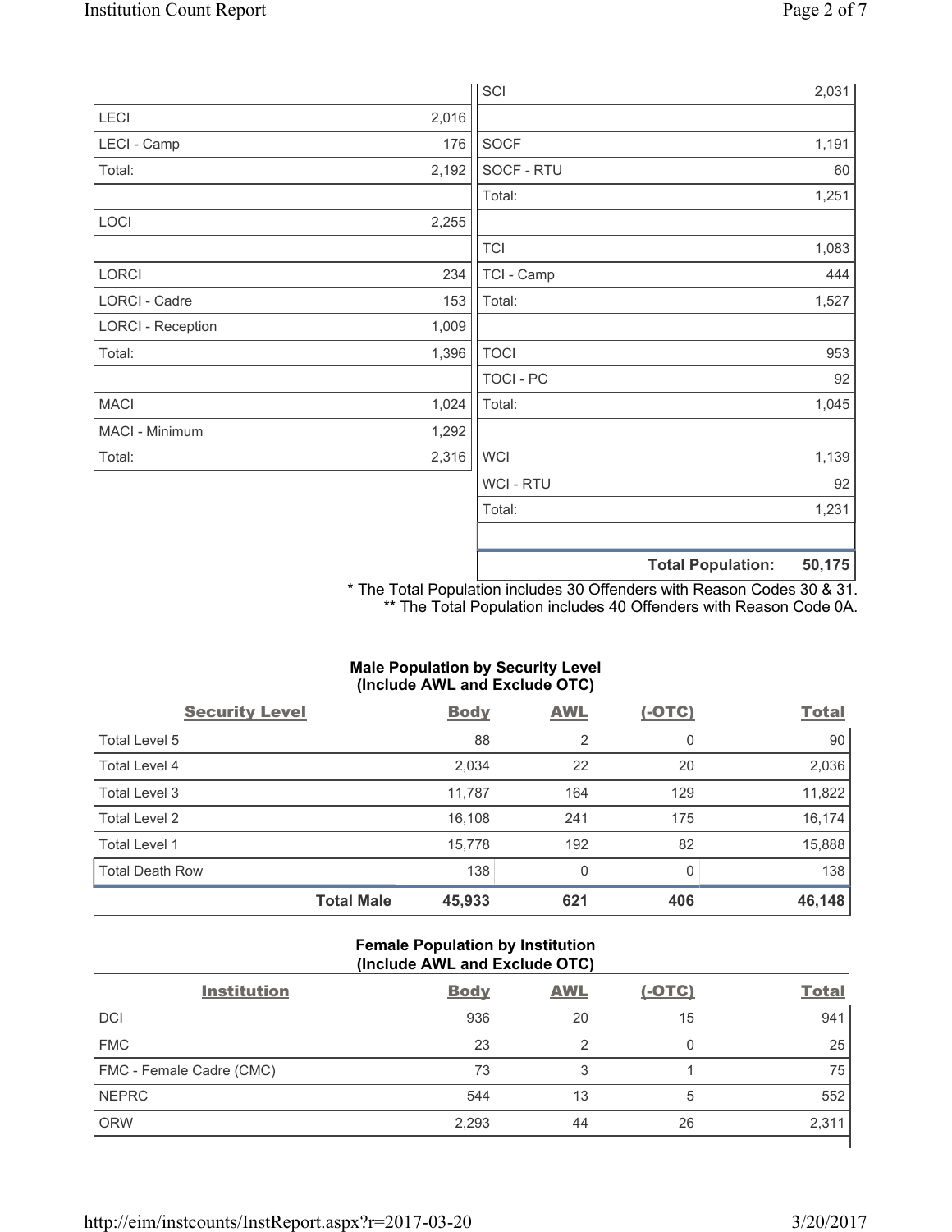| | | | |
|---|---|---|---|
| | | SCI | 2,031 |
| LECI | 2,016 | | |
| LECI - Camp | 176 | SOCF | 1,191 |
| Total: | 2,192 | SOCF - RTU | 60 |
| | | Total: | 1,251 |
| LOCI | 2,255 | | |
| | | TCI | 1,083 |
| LORCI | 234 | TCI - Camp | 444 |
| LORCI - Cadre | 153 | Total: | 1,527 |
| LORCI - Reception | 1,009 | | |
| Total: | 1,396 | TOCI | 953 |
| | | TOCI - PC | 92 |
| MACI | 1,024 | Total: | 1,045 |
| MACI - Minimum | 1,292 | | |
| Total: | 2,316 | WCI | 1,139 |
| | | WCI - RTU | 92 |
| | | Total: | 1,231 |
| | | | |
| | | **Total Population:** | **50,175** |

\* The Total Population includes 30 Offenders with Reason Codes 30 & 31.
\*\* The Total Population includes 40 Offenders with Reason Code 0A.

**Male Population by Security Level (Include AWL and Exclude OTC)**

| Security Level | Body | AWL | (-OTC) | Total |
|---|---|---|---|---|
| Total Level 5 | 88 | 2 | 0 | 90 |
| Total Level 4 | 2,034 | 22 | 20 | 2,036 |
| Total Level 3 | 11,787 | 164 | 129 | 11,822 |
| Total Level 2 | 16,108 | 241 | 175 | 16,174 |
| Total Level 1 | 15,778 | 192 | 82 | 15,888 |
| Total Death Row | 138 | 0 | 0 | 138 |
| **Total Male** | **45,933** | **621** | **406** | **46,148** |

**Female Population by Institution (Include AWL and Exclude OTC)**

| Institution | Body | AWL | (-OTC) | Total |
|---|---|---|---|---|
| DCI | 936 | 20 | 15 | 941 |
| FMC | 23 | 2 | 0 | 25 |
| FMC - Female Cadre (CMC) | 73 | 3 | 1 | 75 |
| NEPRC | 544 | 13 | 5 | 552 |
| ORW | 2,293 | 44 | 26 | 2,311 |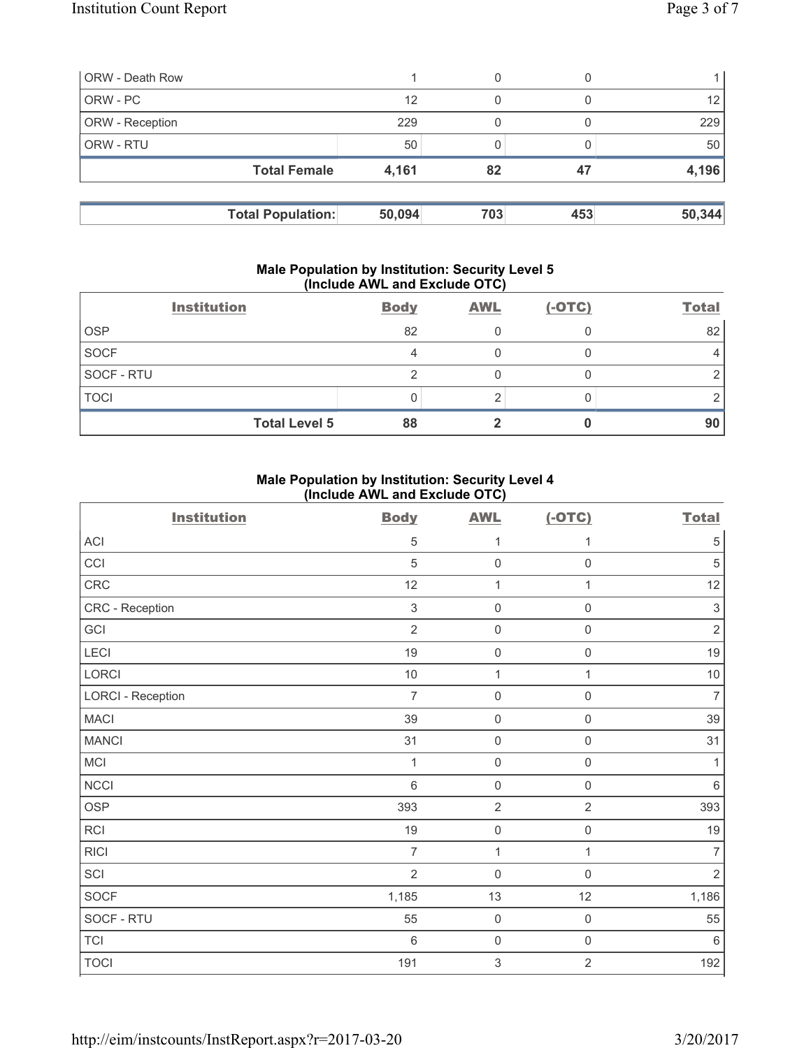| | | | | |
|---|---|---|---|---|
| ORW - Death Row | 1 | 0 | 0 | 1 |
| ORW - PC | 12 | 0 | 0 | 12 |
| ORW - Reception | 229 | 0 | 0 | 229 |
| ORW - RTU | 50 | 0 | 0 | 50 |
| **Total Female** | **4,161** | **82** | **47** | **4,196** |

| | | | | |
|---|---|---|---|---|
| **Total Population:** | **50,094** | **703** | **453** | **50,344** |

### Male Population by Institution: Security Level 5 (Include AWL and Exclude OTC)

| Institution | Body | AWL | (-OTC) | Total |
|---|---|---|---|---|
| OSP | 82 | 0 | 0 | 82 |
| SOCF | 4 | 0 | 0 | 4 |
| SOCF - RTU | 2 | 0 | 0 | 2 |
| TOCI | 0 | 2 | 0 | 2 |
| **Total Level 5** | **88** | **2** | **0** | **90** |

### Male Population by Institution: Security Level 4 (Include AWL and Exclude OTC)

| Institution | Body | AWL | (-OTC) | Total |
|---|---|---|---|---|
| ACI | 5 | 1 | 1 | 5 |
| CCI | 5 | 0 | 0 | 5 |
| CRC | 12 | 1 | 1 | 12 |
| CRC - Reception | 3 | 0 | 0 | 3 |
| GCI | 2 | 0 | 0 | 2 |
| LECI | 19 | 0 | 0 | 19 |
| LORCI | 10 | 1 | 1 | 10 |
| LORCI - Reception | 7 | 0 | 0 | 7 |
| MACI | 39 | 0 | 0 | 39 |
| MANCI | 31 | 0 | 0 | 31 |
| MCI | 1 | 0 | 0 | 1 |
| NCCI | 6 | 0 | 0 | 6 |
| OSP | 393 | 2 | 2 | 393 |
| RCI | 19 | 0 | 0 | 19 |
| RICI | 7 | 1 | 1 | 7 |
| SCI | 2 | 0 | 0 | 2 |
| SOCF | 1,185 | 13 | 12 | 1,186 |
| SOCF - RTU | 55 | 0 | 0 | 55 |
| TCI | 6 | 0 | 0 | 6 |
| TOCI | 191 | 3 | 2 | 192 |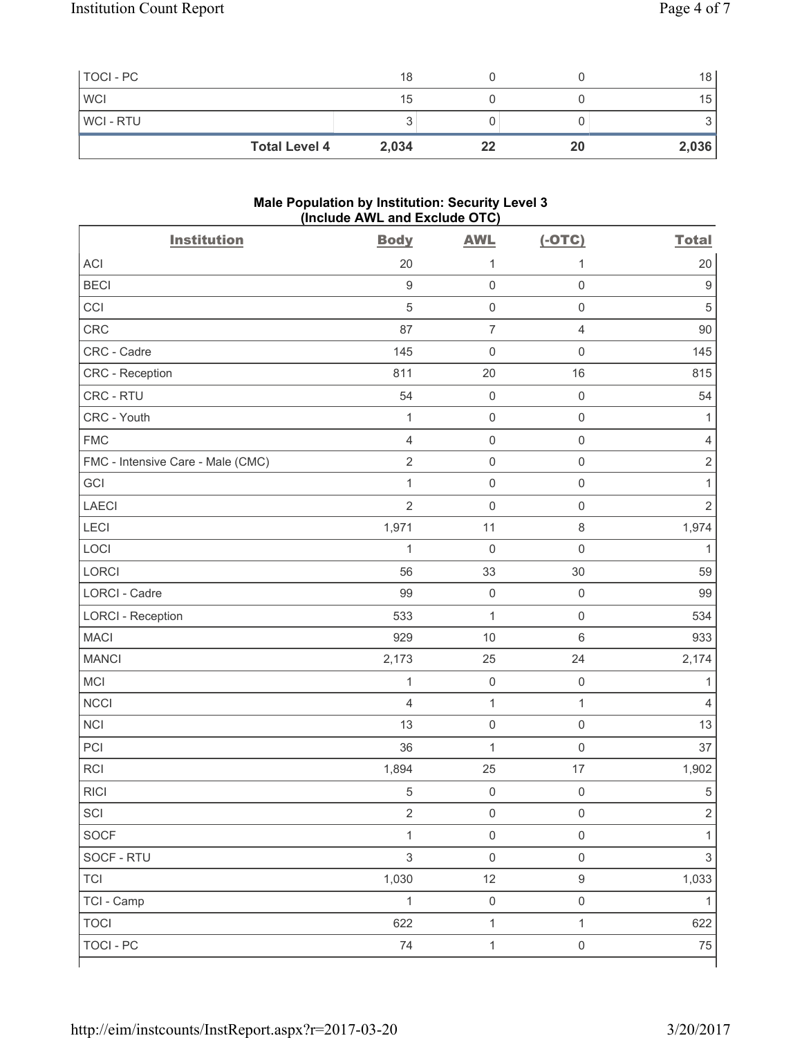| | | | | |
|---|---|---|---|---|
| TOCI - PC | 18 | 0 | 0 | 18 |
| WCI | 15 | 0 | 0 | 15 |
| WCI - RTU | 3 | 0 | 0 | 3 |
| **Total Level 4** | **2,034** | **22** | **20** | **2,036** |

**Male Population by Institution: Security Level 3 (Include AWL and Exclude OTC)**

| Institution | Body | AWL | (-OTC) | Total |
|---|---|---|---|---|
| ACI | 20 | 1 | 1 | 20 |
| BECI | 9 | 0 | 0 | 9 |
| CCI | 5 | 0 | 0 | 5 |
| CRC | 87 | 7 | 4 | 90 |
| CRC - Cadre | 145 | 0 | 0 | 145 |
| CRC - Reception | 811 | 20 | 16 | 815 |
| CRC - RTU | 54 | 0 | 0 | 54 |
| CRC - Youth | 1 | 0 | 0 | 1 |
| FMC | 4 | 0 | 0 | 4 |
| FMC - Intensive Care - Male (CMC) | 2 | 0 | 0 | 2 |
| GCI | 1 | 0 | 0 | 1 |
| LAECI | 2 | 0 | 0 | 2 |
| LECI | 1,971 | 11 | 8 | 1,974 |
| LOCI | 1 | 0 | 0 | 1 |
| LORCI | 56 | 33 | 30 | 59 |
| LORCI - Cadre | 99 | 0 | 0 | 99 |
| LORCI - Reception | 533 | 1 | 0 | 534 |
| MACI | 929 | 10 | 6 | 933 |
| MANCI | 2,173 | 25 | 24 | 2,174 |
| MCI | 1 | 0 | 0 | 1 |
| NCCI | 4 | 1 | 1 | 4 |
| NCI | 13 | 0 | 0 | 13 |
| PCI | 36 | 1 | 0 | 37 |
| RCI | 1,894 | 25 | 17 | 1,902 |
| RICI | 5 | 0 | 0 | 5 |
| SCI | 2 | 0 | 0 | 2 |
| SOCF | 1 | 0 | 0 | 1 |
| SOCF - RTU | 3 | 0 | 0 | 3 |
| TCI | 1,030 | 12 | 9 | 1,033 |
| TCI - Camp | 1 | 0 | 0 | 1 |
| TOCI | 622 | 1 | 1 | 622 |
| TOCI - PC | 74 | 1 | 0 | 75 |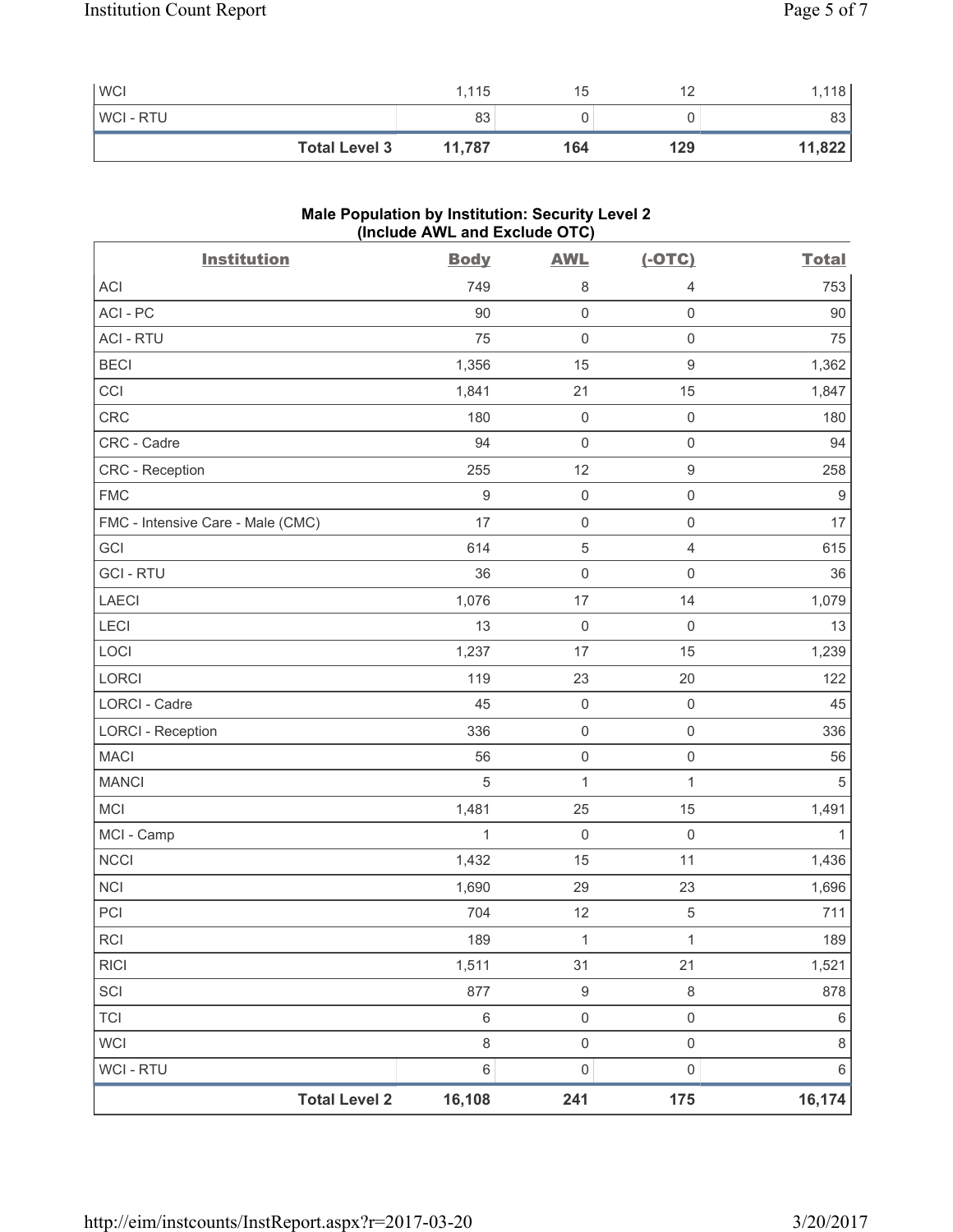| WCI | 1,115 | 15 | 12 | 1,118 |
|---|---|---|---|---|
| WCI - RTU | 83 | 0 | 0 | 83 |
| **Total Level 3** | **11,787** | **164** | **129** | **11,822** |

**Male Population by Institution: Security Level 2 (Include AWL and Exclude OTC)**

| Institution | Body | AWL | (-OTC) | Total |
|---|---|---|---|---|
| ACI | 749 | 8 | 4 | 753 |
| ACI - PC | 90 | 0 | 0 | 90 |
| ACI - RTU | 75 | 0 | 0 | 75 |
| BECI | 1,356 | 15 | 9 | 1,362 |
| CCI | 1,841 | 21 | 15 | 1,847 |
| CRC | 180 | 0 | 0 | 180 |
| CRC - Cadre | 94 | 0 | 0 | 94 |
| CRC - Reception | 255 | 12 | 9 | 258 |
| FMC | 9 | 0 | 0 | 9 |
| FMC - Intensive Care - Male (CMC) | 17 | 0 | 0 | 17 |
| GCI | 614 | 5 | 4 | 615 |
| GCI - RTU | 36 | 0 | 0 | 36 |
| LAECI | 1,076 | 17 | 14 | 1,079 |
| LECI | 13 | 0 | 0 | 13 |
| LOCI | 1,237 | 17 | 15 | 1,239 |
| LORCI | 119 | 23 | 20 | 122 |
| LORCI - Cadre | 45 | 0 | 0 | 45 |
| LORCI - Reception | 336 | 0 | 0 | 336 |
| MACI | 56 | 0 | 0 | 56 |
| MANCI | 5 | 1 | 1 | 5 |
| MCI | 1,481 | 25 | 15 | 1,491 |
| MCI - Camp | 1 | 0 | 0 | 1 |
| NCCI | 1,432 | 15 | 11 | 1,436 |
| NCI | 1,690 | 29 | 23 | 1,696 |
| PCI | 704 | 12 | 5 | 711 |
| RCI | 189 | 1 | 1 | 189 |
| RICI | 1,511 | 31 | 21 | 1,521 |
| SCI | 877 | 9 | 8 | 878 |
| TCI | 6 | 0 | 0 | 6 |
| WCI | 8 | 0 | 0 | 8 |
| WCI - RTU | 6 | 0 | 0 | 6 |
| **Total Level 2** | **16,108** | **241** | **175** | **16,174** |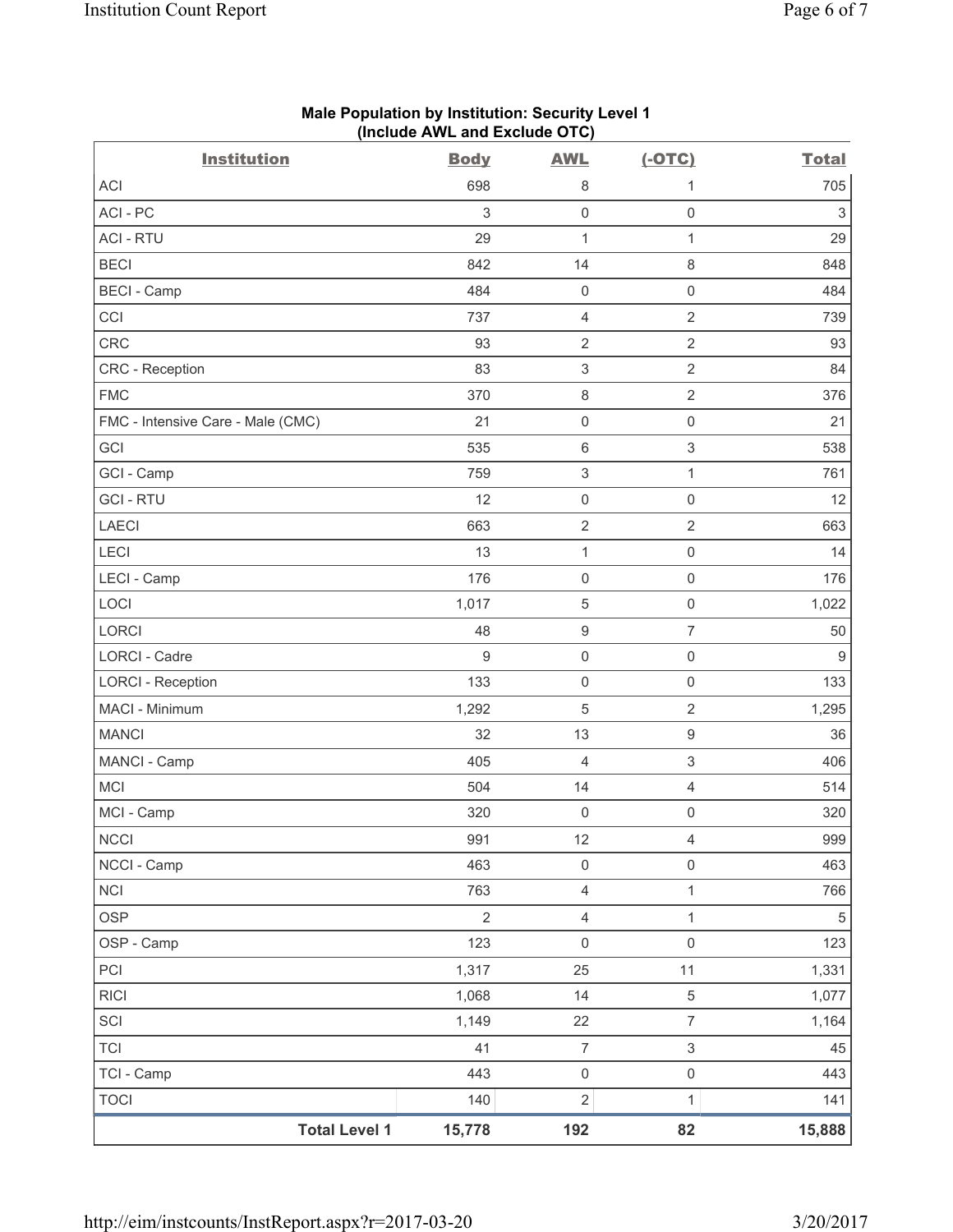**Male Population by Institution: Security Level 1**
**(Include AWL and Exclude OTC)**

| Institution | Body | AWL | (-OTC) | Total |
|---|---|---|---|---|
| ACI | 698 | 8 | 1 | 705 |
| ACI - PC | 3 | 0 | 0 | 3 |
| ACI - RTU | 29 | 1 | 1 | 29 |
| BECI | 842 | 14 | 8 | 848 |
| BECI - Camp | 484 | 0 | 0 | 484 |
| CCI | 737 | 4 | 2 | 739 |
| CRC | 93 | 2 | 2 | 93 |
| CRC - Reception | 83 | 3 | 2 | 84 |
| FMC | 370 | 8 | 2 | 376 |
| FMC - Intensive Care - Male (CMC) | 21 | 0 | 0 | 21 |
| GCI | 535 | 6 | 3 | 538 |
| GCI - Camp | 759 | 3 | 1 | 761 |
| GCI - RTU | 12 | 0 | 0 | 12 |
| LAECI | 663 | 2 | 2 | 663 |
| LECI | 13 | 1 | 0 | 14 |
| LECI - Camp | 176 | 0 | 0 | 176 |
| LOCI | 1,017 | 5 | 0 | 1,022 |
| LORCI | 48 | 9 | 7 | 50 |
| LORCI - Cadre | 9 | 0 | 0 | 9 |
| LORCI - Reception | 133 | 0 | 0 | 133 |
| MACI - Minimum | 1,292 | 5 | 2 | 1,295 |
| MANCI | 32 | 13 | 9 | 36 |
| MANCI - Camp | 405 | 4 | 3 | 406 |
| MCI | 504 | 14 | 4 | 514 |
| MCI - Camp | 320 | 0 | 0 | 320 |
| NCCI | 991 | 12 | 4 | 999 |
| NCCI - Camp | 463 | 0 | 0 | 463 |
| NCI | 763 | 4 | 1 | 766 |
| OSP | 2 | 4 | 1 | 5 |
| OSP - Camp | 123 | 0 | 0 | 123 |
| PCI | 1,317 | 25 | 11 | 1,331 |
| RICI | 1,068 | 14 | 5 | 1,077 |
| SCI | 1,149 | 22 | 7 | 1,164 |
| TCI | 41 | 7 | 3 | 45 |
| TCI - Camp | 443 | 0 | 0 | 443 |
| TOCI | 140 | 2 | 1 | 141 |
| **Total Level 1** | **15,778** | **192** | **82** | **15,888** |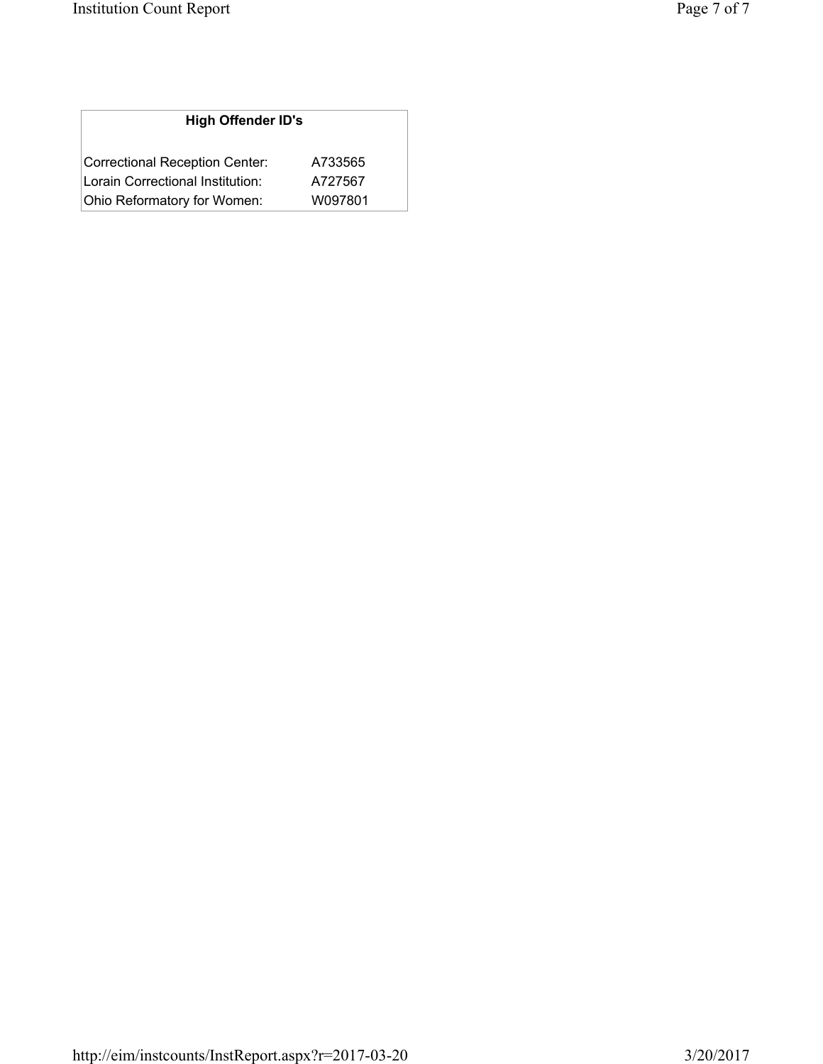| High Offender ID's | |
|---|---|
| Correctional Reception Center: | A733565 |
| Lorain Correctional Institution: | A727567 |
| Ohio Reformatory for Women: | W097801 |